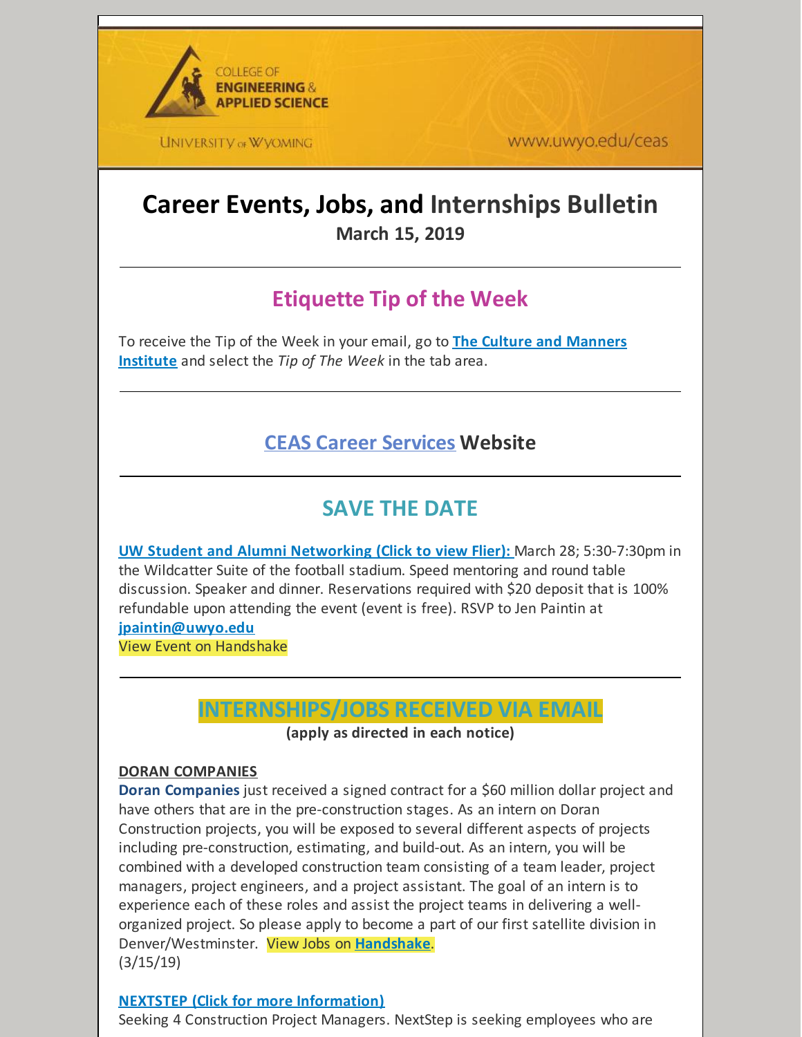COLLEGE OF ENGINEERING & APPLIED SCIENCE

UNIVERSITY of WYOMING

www.uwyo.edu/ceas

# Career Events, Jobs, and Internships Bulletin

**March 15, 2019**

---

## Etiquette Tip of the Week

To receive the Tip of the Week in your email, go to **The Culture and Manners Institute** and select the *Tip of The Week* in the tab area.

---

## CEAS Career Services Website

---

## SAVE THE DATE

**UW Student and Alumni Networking (Click to view Flier):** March 28; 5:30-7:30pm in the Wildcatter Suite of the football stadium. Speed mentoring and round table discussion. Speaker and dinner. Reservations required with $20 deposit that is 100% refundable upon attending the event (event is free). RSVP to Jen Paintin at **jpaintin@uwyo.edu**

View Event on Handshake

---

## INTERNSHIPS/JOBS RECEIVED VIA EMAIL

**(apply as directed in each notice)**

**DORAN COMPANIES**

**Doran Companies** just received a signed contract for a $60 million dollar project and have others that are in the pre-construction stages. As an intern on Doran Construction projects, you will be exposed to several different aspects of projects including pre-construction, estimating, and build-out. As an intern, you will be combined with a developed construction team consisting of a team leader, project managers, project engineers, and a project assistant. The goal of an intern is to experience each of these roles and assist the project teams in delivering a well-organized project. So please apply to become a part of our first satellite division in Denver/Westminster. View Jobs on **Handshake**.

(3/15/19)

**NEXTSTEP (Click for more Information)**

Seeking 4 Construction Project Managers. NextStep is seeking employees who are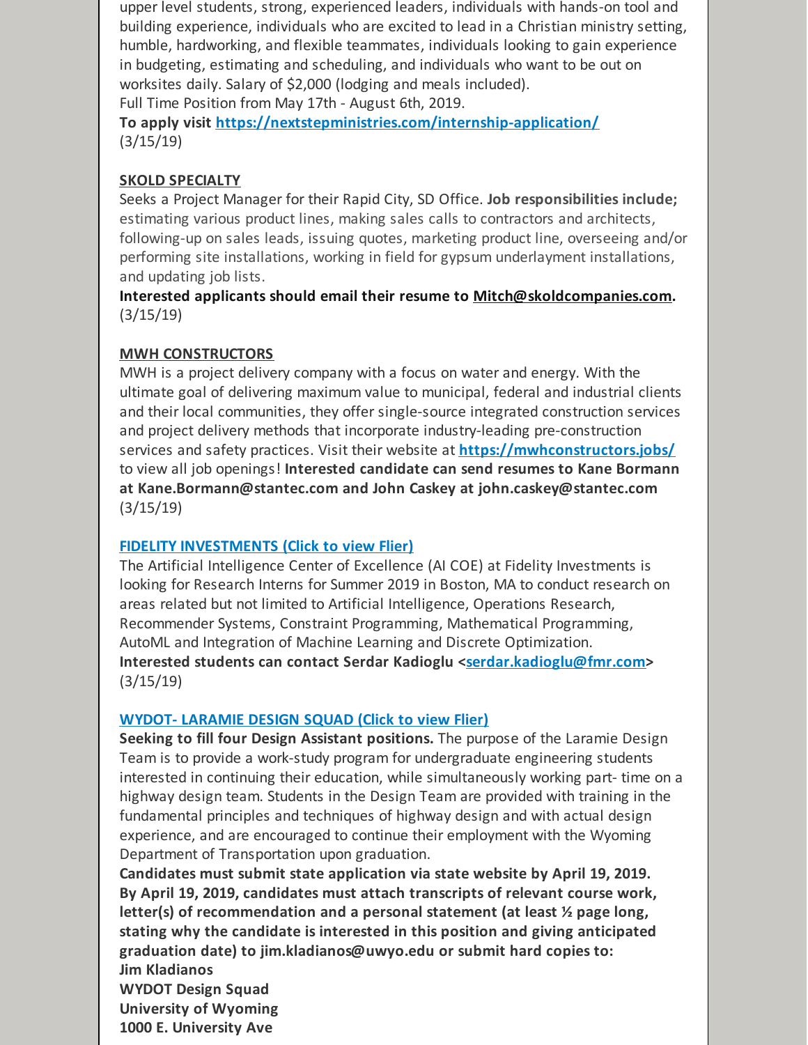upper level students, strong, experienced leaders, individuals with hands-on tool and building experience, individuals who are excited to lead in a Christian ministry setting, humble, hardworking, and flexible teammates, individuals looking to gain experience in budgeting, estimating and scheduling, and individuals who want to be out on worksites daily. Salary of $2,000 (lodging and meals included).
Full Time Position from May 17th - August 6th, 2019.
**To apply visit [https://nextstepministries.com/internship-application/](https://nextstepministries.com/internship-application/)**
(3/15/19)

**SKOLD SPECIALTY**

Seeks a Project Manager for their Rapid City, SD Office. **Job responsibilities include;** estimating various product lines, making sales calls to contractors and architects, following-up on sales leads, issuing quotes, marketing product line, overseeing and/or performing site installations, working in field for gypsum underlayment installations, and updating job lists.

**Interested applicants should email their resume to Mitch@skoldcompanies.com.**
(3/15/19)

**MWH CONSTRUCTORS**

MWH is a project delivery company with a focus on water and energy. With the ultimate goal of delivering maximum value to municipal, federal and industrial clients and their local communities, they offer single-source integrated construction services and project delivery methods that incorporate industry-leading pre-construction services and safety practices. Visit their website at **[https://mwhconstructors.jobs/](https://mwhconstructors.jobs/)** to view all job openings! **Interested candidate can send resumes to Kane Bormann at Kane.Bormann@stantec.com and John Caskey at john.caskey@stantec.com**
(3/15/19)

**FIDELITY INVESTMENTS (Click to view Flier)**

The Artificial Intelligence Center of Excellence (AI COE) at Fidelity Investments is looking for Research Interns for Summer 2019 in Boston, MA to conduct research on areas related but not limited to Artificial Intelligence, Operations Research, Recommender Systems, Constraint Programming, Mathematical Programming, AutoML and Integration of Machine Learning and Discrete Optimization.
**Interested students can contact Serdar Kadioglu <serdar.kadioglu@fmr.com>**
(3/15/19)

**WYDOT- LARAMIE DESIGN SQUAD (Click to view Flier)**

**Seeking to fill four Design Assistant positions.** The purpose of the Laramie Design Team is to provide a work-study program for undergraduate engineering students interested in continuing their education, while simultaneously working part- time on a highway design team. Students in the Design Team are provided with training in the fundamental principles and techniques of highway design and with actual design experience, and are encouraged to continue their employment with the Wyoming Department of Transportation upon graduation.

**Candidates must submit state application via state website by April 19, 2019. By April 19, 2019, candidates must attach transcripts of relevant course work, letter(s) of recommendation and a personal statement (at least ½ page long, stating why the candidate is interested in this position and giving anticipated graduation date) to jim.kladianos@uwyo.edu or submit hard copies to:**
**Jim Kladianos**
**WYDOT Design Squad**
**University of Wyoming**
**1000 E. University Ave**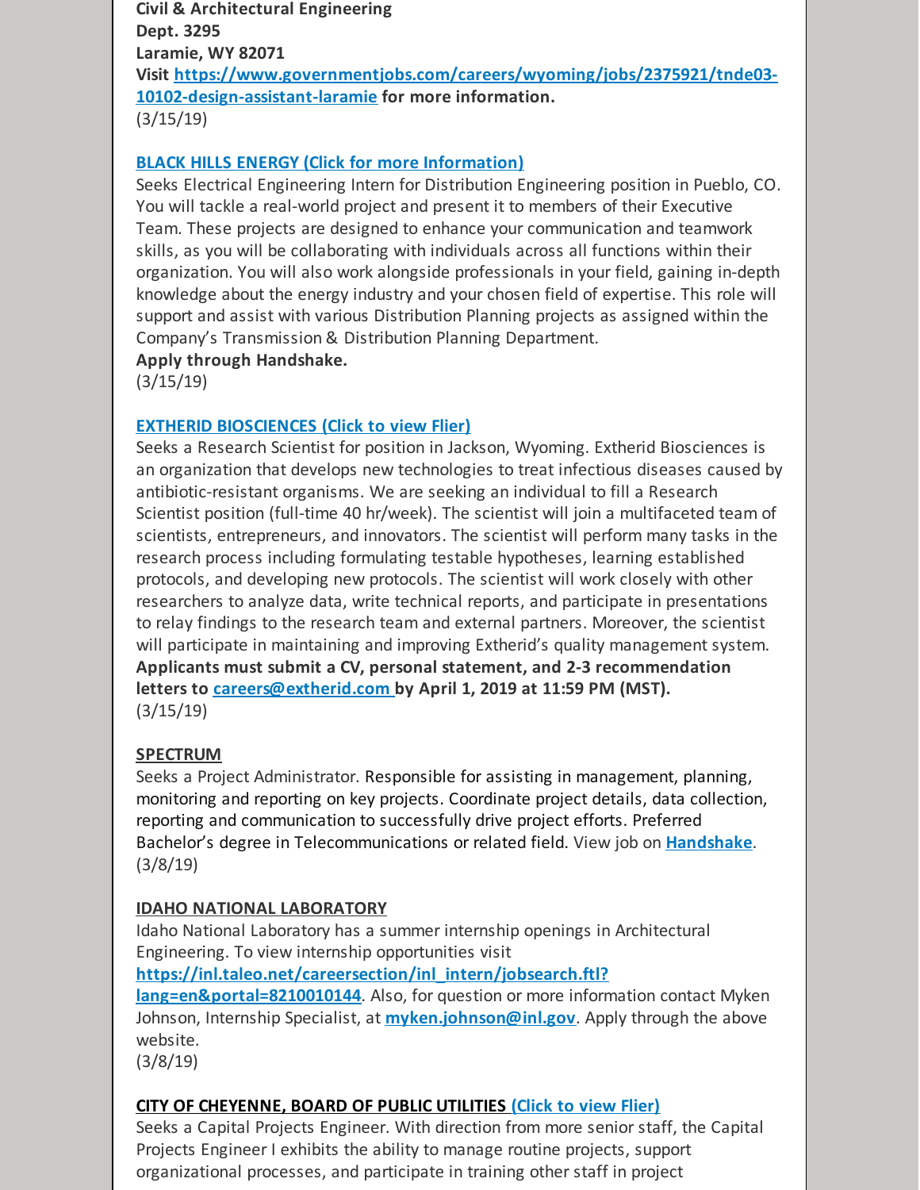**Civil & Architectural Engineering**
**Dept. 3295**
**Laramie, WY 82071**
**Visit https://www.governmentjobs.com/careers/wyoming/jobs/2375921/tnde03-10102-design-assistant-laramie for more information.**
(3/15/19)

**BLACK HILLS ENERGY (Click for more Information)**
Seeks Electrical Engineering Intern for Distribution Engineering position in Pueblo, CO. You will tackle a real-world project and present it to members of their Executive Team. These projects are designed to enhance your communication and teamwork skills, as you will be collaborating with individuals across all functions within their organization. You will also work alongside professionals in your field, gaining in-depth knowledge about the energy industry and your chosen field of expertise. This role will support and assist with various Distribution Planning projects as assigned within the Company's Transmission & Distribution Planning Department.
**Apply through Handshake.**
(3/15/19)

**EXTHERID BIOSCIENCES (Click to view Flier)**
Seeks a Research Scientist for position in Jackson, Wyoming. Extherid Biosciences is an organization that develops new technologies to treat infectious diseases caused by antibiotic-resistant organisms. We are seeking an individual to fill a Research Scientist position (full-time 40 hr/week). The scientist will join a multifaceted team of scientists, entrepreneurs, and innovators. The scientist will perform many tasks in the research process including formulating testable hypotheses, learning established protocols, and developing new protocols. The scientist will work closely with other researchers to analyze data, write technical reports, and participate in presentations to relay findings to the research team and external partners. Moreover, the scientist will participate in maintaining and improving Extherid's quality management system.
**Applicants must submit a CV, personal statement, and 2-3 recommendation letters to careers@extherid.com by April 1, 2019 at 11:59 PM (MST).**
(3/15/19)

**SPECTRUM**
Seeks a Project Administrator. Responsible for assisting in management, planning, monitoring and reporting on key projects. Coordinate project details, data collection, reporting and communication to successfully drive project efforts. Preferred Bachelor's degree in Telecommunications or related field. View job on **Handshake**.
(3/8/19)

**IDAHO NATIONAL LABORATORY**
Idaho National Laboratory has a summer internship openings in Architectural Engineering. To view internship opportunities visit **https://inl.taleo.net/careersection/inl_intern/jobsearch.ftl?lang=en&portal=8210010144**. Also, for question or more information contact Myken Johnson, Internship Specialist, at **myken.johnson@inl.gov**. Apply through the above website.
(3/8/19)

**CITY OF CHEYENNE, BOARD OF PUBLIC UTILITIES (Click to view Flier)**
Seeks a Capital Projects Engineer. With direction from more senior staff, the Capital Projects Engineer I exhibits the ability to manage routine projects, support organizational processes, and participate in training other staff in project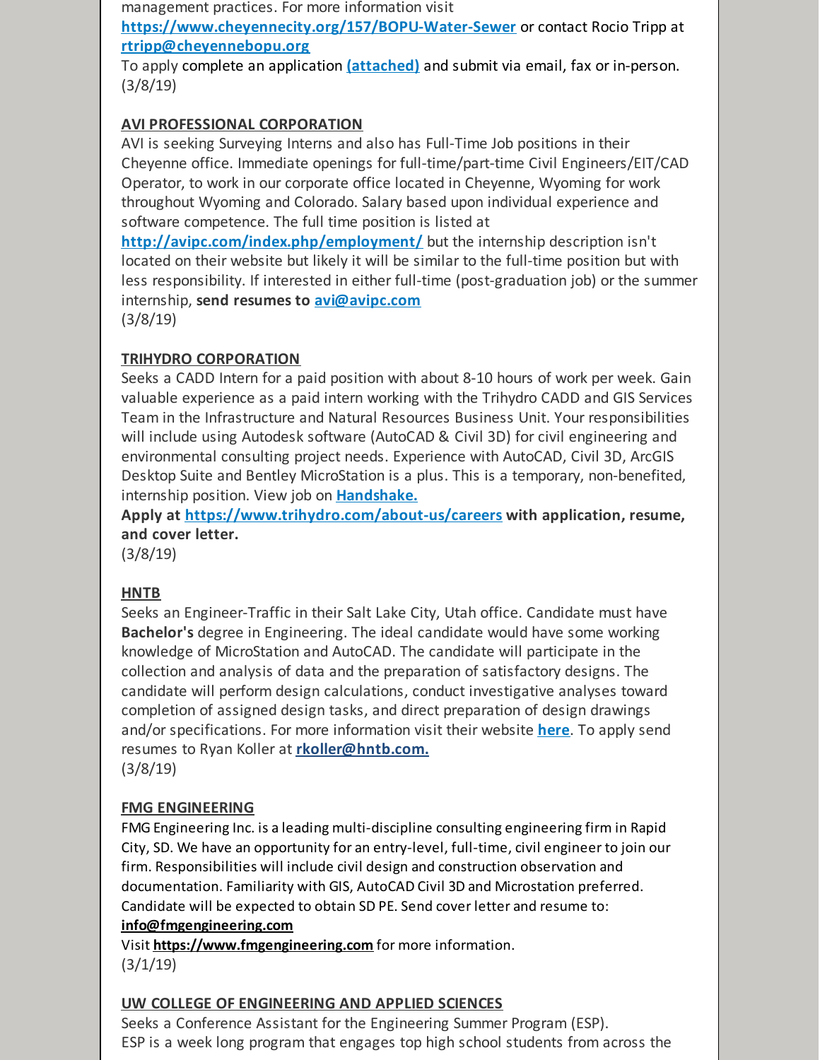management practices. For more information visit **https://www.cheyennecity.org/157/BOPU-Water-Sewer** or contact Rocio Tripp at **rtripp@cheyennebopu.org**

To apply complete an application **(attached)** and submit via email, fax or in-person.
(3/8/19)

**AVI PROFESSIONAL CORPORATION**

AVI is seeking Surveying Interns and also has Full-Time Job positions in their Cheyenne office. Immediate openings for full-time/part-time Civil Engineers/EIT/CAD Operator, to work in our corporate office located in Cheyenne, Wyoming for work throughout Wyoming and Colorado. Salary based upon individual experience and software competence. The full time position is listed at **http://avipc.com/index.php/employment/** but the internship description isn't located on their website but likely it will be similar to the full-time position but with less responsibility. If interested in either full-time (post-graduation job) or the summer internship, **send resumes to avi@avipc.com**
(3/8/19)

**TRIHYDRO CORPORATION**

Seeks a CADD Intern for a paid position with about 8-10 hours of work per week. Gain valuable experience as a paid intern working with the Trihydro CADD and GIS Services Team in the Infrastructure and Natural Resources Business Unit. Your responsibilities will include using Autodesk software (AutoCAD & Civil 3D) for civil engineering and environmental consulting project needs. Experience with AutoCAD, Civil 3D, ArcGIS Desktop Suite and Bentley MicroStation is a plus. This is a temporary, non-benefited, internship position. View job on **Handshake.**

**Apply at https://www.trihydro.com/about-us/careers with application, resume, and cover letter.**
(3/8/19)

**HNTB**

Seeks an Engineer-Traffic in their Salt Lake City, Utah office. Candidate must have **Bachelor's** degree in Engineering. The ideal candidate would have some working knowledge of MicroStation and AutoCAD. The candidate will participate in the collection and analysis of data and the preparation of satisfactory designs. The candidate will perform design calculations, conduct investigative analyses toward completion of assigned design tasks, and direct preparation of design drawings and/or specifications. For more information visit their website **here**. To apply send resumes to Ryan Koller at **rkoller@hntb.com.**
(3/8/19)

**FMG ENGINEERING**

FMG Engineering Inc. is a leading multi-discipline consulting engineering firm in Rapid City, SD. We have an opportunity for an entry-level, full-time, civil engineer to join our firm. Responsibilities will include civil design and construction observation and documentation. Familiarity with GIS, AutoCAD Civil 3D and Microstation preferred. Candidate will be expected to obtain SD PE. Send cover letter and resume to: **info@fmgengineering.com**

Visit **https://www.fmgengineering.com** for more information.
(3/1/19)

**UW COLLEGE OF ENGINEERING AND APPLIED SCIENCES**

Seeks a Conference Assistant for the Engineering Summer Program (ESP).
ESP is a week long program that engages top high school students from across the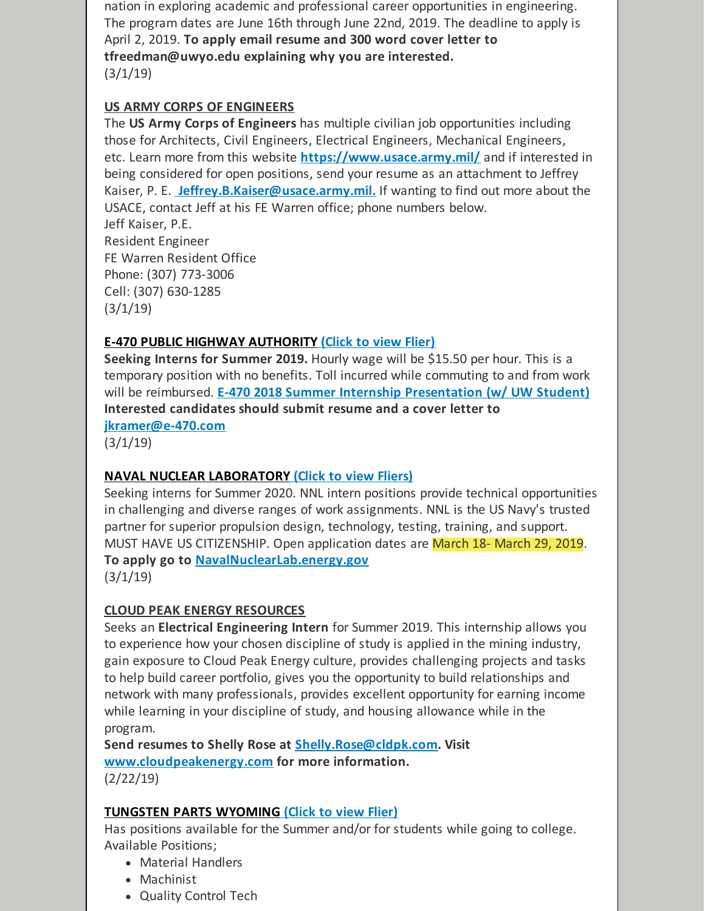nation in exploring academic and professional career opportunities in engineering. The program dates are June 16th through June 22nd, 2019. The deadline to apply is April 2, 2019. **To apply email resume and 300 word cover letter to tfreedman@uwyo.edu explaining why you are interested.**
(3/1/19)

**US ARMY CORPS OF ENGINEERS**

The **US Army Corps of Engineers** has multiple civilian job opportunities including those for Architects, Civil Engineers, Electrical Engineers, Mechanical Engineers, etc. Learn more from this website **https://www.usace.army.mil/** and if interested in being considered for open positions, send your resume as an attachment to Jeffrey Kaiser, P. E. **Jeffrey.B.Kaiser@usace.army.mil.** If wanting to find out more about the USACE, contact Jeff at his FE Warren office; phone numbers below.
Jeff Kaiser, P.E.
Resident Engineer
FE Warren Resident Office
Phone: (307) 773-3006
Cell: (307) 630-1285
(3/1/19)

**E-470 PUBLIC HIGHWAY AUTHORITY (Click to view Flier)**

**Seeking Interns for Summer 2019.** Hourly wage will be $15.50 per hour. This is a temporary position with no benefits. Toll incurred while commuting to and from work will be reimbursed. **E-470 2018 Summer Internship Presentation (w/ UW Student)** **Interested candidates should submit resume and a cover letter to jkramer@e-470.com**
(3/1/19)

**NAVAL NUCLEAR LABORATORY (Click to view Fliers)**

Seeking interns for Summer 2020. NNL intern positions provide technical opportunities in challenging and diverse ranges of work assignments. NNL is the US Navy's trusted partner for superior propulsion design, technology, testing, training, and support. MUST HAVE US CITIZENSHIP. Open application dates are March 18- March 29, 2019. **To apply go to NavalNuclearLab.energy.gov**
(3/1/19)

**CLOUD PEAK ENERGY RESOURCES**

Seeks an **Electrical Engineering Intern** for Summer 2019. This internship allows you to experience how your chosen discipline of study is applied in the mining industry, gain exposure to Cloud Peak Energy culture, provides challenging projects and tasks to help build career portfolio, gives you the opportunity to build relationships and network with many professionals, provides excellent opportunity for earning income while learning in your discipline of study, and housing allowance while in the program.
**Send resumes to Shelly Rose at Shelly.Rose@cldpk.com. Visit www.cloudpeakenergy.com for more information.**
(2/22/19)

**TUNGSTEN PARTS WYOMING (Click to view Flier)**

Has positions available for the Summer and/or for students while going to college. Available Positions;

- Material Handlers
- Machinist
- Quality Control Tech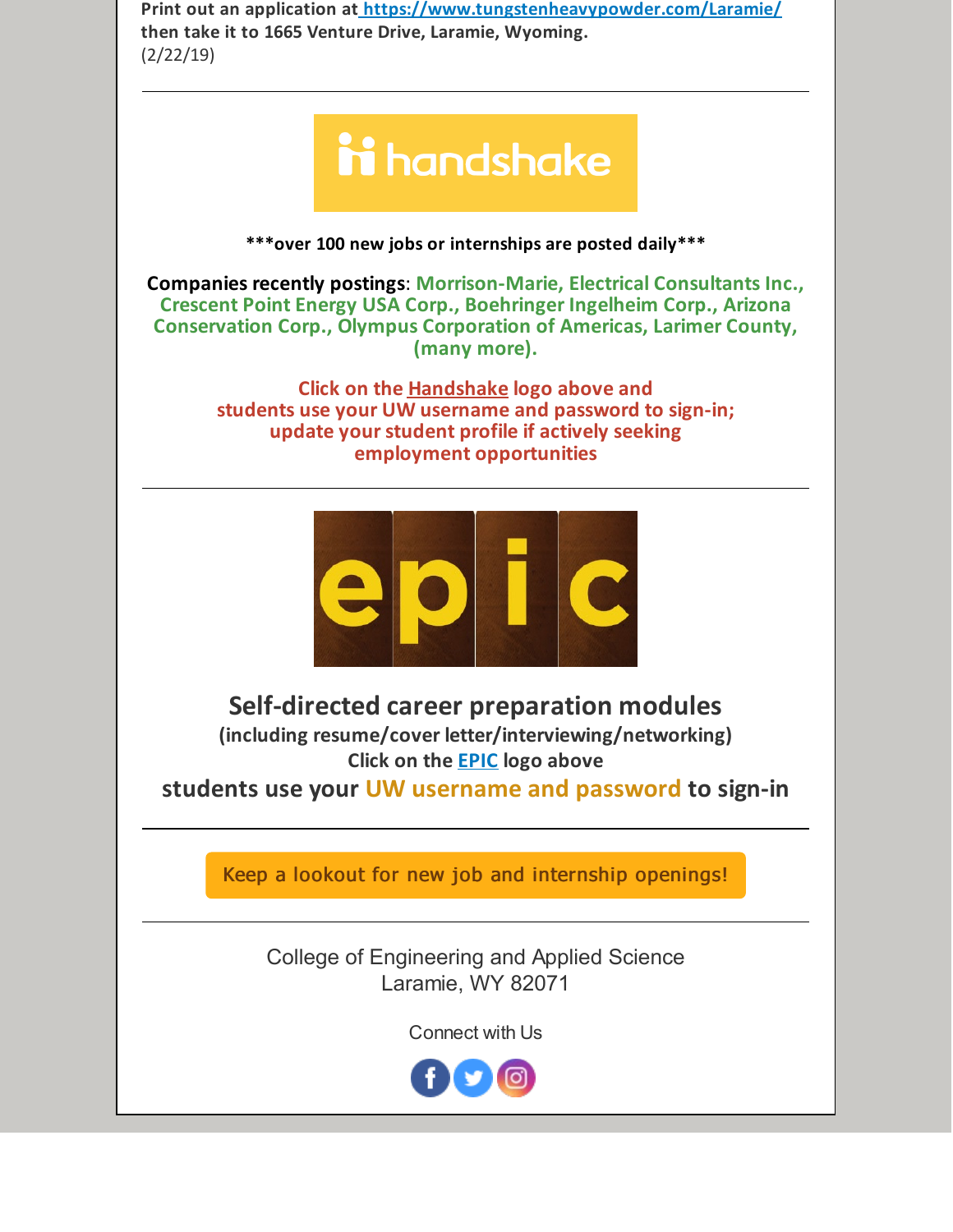**Print out an application at [https://www.tungstenheavypowder.com/Laramie/](https://www.tungstenheavypowder.com/Laramie/) then take it to 1665 Venture Drive, Laramie, Wyoming.**
(2/22/19)

---

handshake

**\*\*\*over 100 new jobs or internships are posted daily\*\*\***

**Companies recently postings**: **Morrison-Marie, Electrical Consultants Inc., Crescent Point Energy USA Corp., Boehringer Ingelheim Corp., Arizona Conservation Corp., Olympus Corporation of Americas, Larimer County, (many more).**

**Click on the Handshake logo above and students use your UW username and password to sign-in; update your student profile if actively seeking employment opportunities**

---

epic

**Self-directed career preparation modules**
**(including resume/cover letter/interviewing/networking)**
**Click on the EPIC logo above**
**students use your UW username and password to sign-in**

---

Keep a lookout for new job and internship openings!

---

College of Engineering and Applied Science
Laramie, WY 82071

Connect with Us